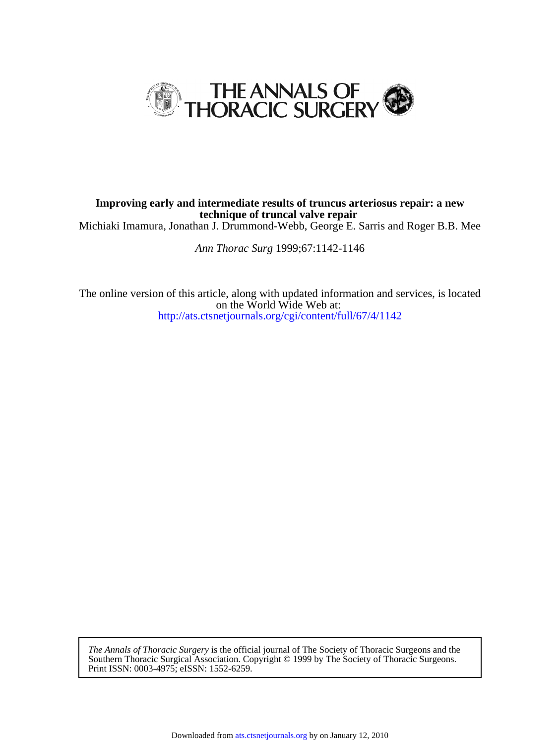# THE ANNALS OF THORACIC SURGERY

**Improving early and intermediate results of truncus arteriosus repair: a new technique of truncal valve repair**

Michiaki Imamura, Jonathan J. Drummond-Webb, George E. Sarris and Roger B.B. Mee

*Ann Thorac Surg* 1999;67:1142-1146

The online version of this article, along with updated information and services, is located on the World Wide Web at:
http://ats.ctsnetjournals.org/cgi/content/full/67/4/1142

*The Annals of Thoracic Surgery* is the official journal of The Society of Thoracic Surgeons and the Southern Thoracic Surgical Association. Copyright © 1999 by The Society of Thoracic Surgeons. Print ISSN: 0003-4975; eISSN: 1552-6259.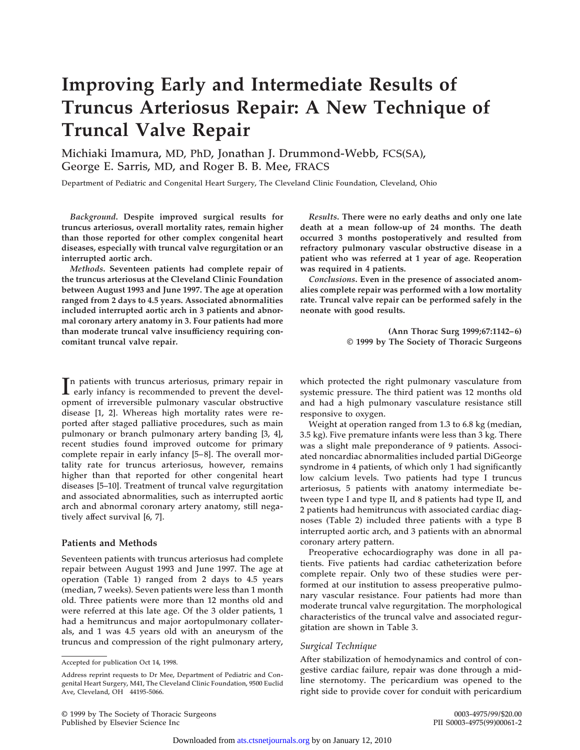# Improving Early and Intermediate Results of Truncus Arteriosus Repair: A New Technique of Truncal Valve Repair

Michiaki Imamura, MD, PhD, Jonathan J. Drummond-Webb, FCS(SA), George E. Sarris, MD, and Roger B. B. Mee, FRACS

Department of Pediatric and Congenital Heart Surgery, The Cleveland Clinic Foundation, Cleveland, Ohio

*Background*. **Despite improved surgical results for truncus arteriosus, overall mortality rates, remain higher than those reported for other complex congenital heart diseases, especially with truncal valve regurgitation or an interrupted aortic arch.**

*Methods*. **Seventeen patients had complete repair of the truncus arteriosus at the Cleveland Clinic Foundation between August 1993 and June 1997. The age at operation ranged from 2 days to 4.5 years. Associated abnormalities included interrupted aortic arch in 3 patients and abnormal coronary artery anatomy in 3. Four patients had more than moderate truncal valve insufficiency requiring concomitant truncal valve repair.**

*Results*. **There were no early deaths and only one late death at a mean follow-up of 24 months. The death occurred 3 months postoperatively and resulted from refractory pulmonary vascular obstructive disease in a patient who was referred at 1 year of age. Reoperation was required in 4 patients.**

*Conclusions*. **Even in the presence of associated anomalies complete repair was performed with a low mortality rate. Truncal valve repair can be performed safely in the neonate with good results.**

**(Ann Thorac Surg 1999;67:1142–6)**
**© 1999 by The Society of Thoracic Surgeons**

In patients with truncus arteriosus, primary repair in early infancy is recommended to prevent the development of irreversible pulmonary vascular obstructive disease [1, 2]. Whereas high mortality rates were reported after staged palliative procedures, such as main pulmonary or branch pulmonary artery banding [3, 4], recent studies found improved outcome for primary complete repair in early infancy [5–8]. The overall mortality rate for truncus arteriosus, however, remains higher than that reported for other congenital heart diseases [5–10]. Treatment of truncal valve regurgitation and associated abnormalities, such as interrupted aortic arch and abnormal coronary artery anatomy, still negatively affect survival [6, 7].

## Patients and Methods

Seventeen patients with truncus arteriosus had complete repair between August 1993 and June 1997. The age at operation (Table 1) ranged from 2 days to 4.5 years (median, 7 weeks). Seven patients were less than 1 month old. Three patients were more than 12 months old and were referred at this late age. Of the 3 older patients, 1 had a hemitruncus and major aortopulmonary collaterals, and 1 was 4.5 years old with an aneurysm of the truncus and compression of the right pulmonary artery, which protected the right pulmonary vasculature from systemic pressure. The third patient was 12 months old and had a high pulmonary vasculature resistance still responsive to oxygen.

Weight at operation ranged from 1.3 to 6.8 kg (median, 3.5 kg). Five premature infants were less than 3 kg. There was a slight male preponderance of 9 patients. Associated noncardiac abnormalities included partial DiGeorge syndrome in 4 patients, of which only 1 had significantly low calcium levels. Two patients had type I truncus arteriosus, 5 patients with anatomy intermediate between type I and type II, and 8 patients had type II, and 2 patients had hemitruncus with associated cardiac diagnoses (Table 2) included three patients with a type B interrupted aortic arch, and 3 patients with an abnormal coronary artery pattern.

Preoperative echocardiography was done in all patients. Five patients had cardiac catheterization before complete repair. Only two of these studies were performed at our institution to assess preoperative pulmonary vascular resistance. Four patients had more than moderate truncal valve regurgitation. The morphological characteristics of the truncal valve and associated regurgitation are shown in Table 3.

### *Surgical Technique*

After stabilization of hemodynamics and control of congestive cardiac failure, repair was done through a midline sternotomy. The pericardium was opened to the right side to provide cover for conduit with pericardium

Accepted for publication Oct 14, 1998.

Address reprint requests to Dr Mee, Department of Pediatric and Congenital Heart Surgery, M41, The Cleveland Clinic Foundation, 9500 Euclid Ave, Cleveland, OH 44195-5066.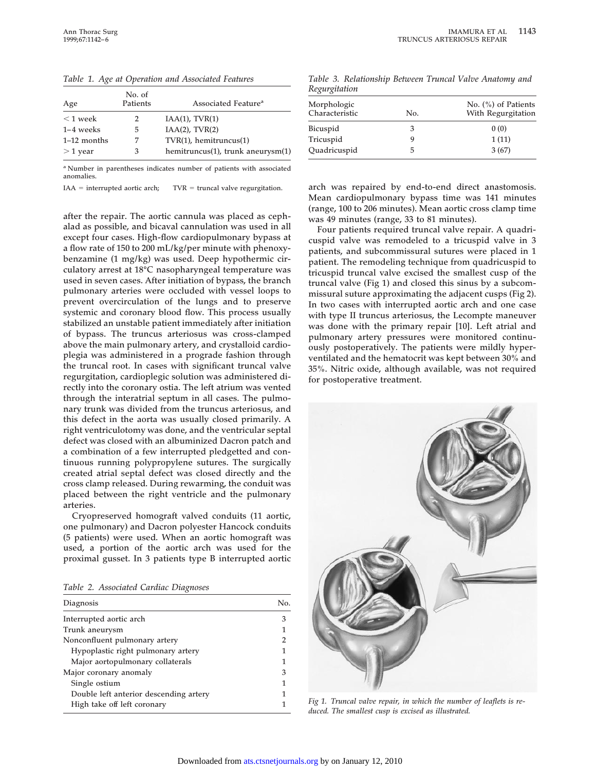Table 1. *Age at Operation and Associated Features*

| Age | No. of Patients | Associated Feature[a] |
|---|---|---|
| < 1 week | 2 | IAA(1), TVR(1) |
| 1–4 weeks | 5 | IAA(2), TVR(2) |
| 1–12 months | 7 | TVR(1), hemitruncus(1) |
| > 1 year | 3 | hemitruncus(1), trunk aneurysm(1) |

[a] Number in parentheses indicates number of patients with associated anomalies.

IAA = interrupted aortic arch; TVR = truncal valve regurgitation.

after the repair. The aortic cannula was placed as cephalad as possible, and bicaval cannulation was used in all except four cases. High-flow cardiopulmonary bypass at a flow rate of 150 to 200 mL/kg/per minute with phenoxybenzamine (1 mg/kg) was used. Deep hypothermic circulatory arrest at 18°C nasopharyngeal temperature was used in seven cases. After initiation of bypass, the branch pulmonary arteries were occluded with vessel loops to prevent overcirculation of the lungs and to preserve systemic and coronary blood flow. This process usually stabilized an unstable patient immediately after initiation of bypass. The truncus arteriosus was cross-clamped above the main pulmonary artery, and crystalloid cardioplegia was administered in a prograde fashion through the truncal root. In cases with significant truncal valve regurgitation, cardioplegic solution was administered directly into the coronary ostia. The left atrium was vented through the interatrial septum in all cases. The pulmonary trunk was divided from the truncus arteriosus, and this defect in the aorta was usually closed primarily. A right ventriculotomy was done, and the ventricular septal defect was closed with an albuminized Dacron patch and a combination of a few interrupted pledgetted and continuous running polypropylene sutures. The surgically created atrial septal defect was closed directly and the cross clamp released. During rewarming, the conduit was placed between the right ventricle and the pulmonary arteries.

Cryopreserved homograft valved conduits (11 aortic, one pulmonary) and Dacron polyester Hancock conduits (5 patients) were used. When an aortic homograft was used, a portion of the aortic arch was used for the proximal gusset. In 3 patients type B interrupted aortic arch was repaired by end-to-end direct anastomosis. Mean cardiopulmonary bypass time was 141 minutes (range, 100 to 206 minutes). Mean aortic cross clamp time was 49 minutes (range, 33 to 81 minutes).

Four patients required truncal valve repair. A quadricuspid valve was remodeled to a tricuspid valve in 3 patients, and subcommissural sutures were placed in 1 patient. The remodeling technique from quadricuspid to tricuspid truncal valve excised the smallest cusp of the truncal valve (Fig 1) and closed this sinus by a subcommissural suture approximating the adjacent cusps (Fig 2). In two cases with interrupted aortic arch and one case with type II truncus arteriosus, the Lecompte maneuver was done with the primary repair [10]. Left atrial and pulmonary artery pressures were monitored continuously postoperatively. The patients were mildly hyperventilated and the hematocrit was kept between 30% and 35%. Nitric oxide, although available, was not required for postoperative treatment.

Table 2. *Associated Cardiac Diagnoses*

| Diagnosis | No. |
|---|---|
| Interrupted aortic arch | 3 |
| Trunk aneurysm | 1 |
| Nonconfluent pulmonary artery | 2 |
| Hypoplastic right pulmonary artery | 1 |
| Major aortopulmonary collaterals | 1 |
| Major coronary anomaly | 3 |
| Single ostium | 1 |
| Double left anterior descending artery | 1 |
| High take off left coronary | 1 |

Table 3. *Relationship Between Truncal Valve Anatomy and Regurgitation*

| Morphologic Characteristic | No. | No. (%) of Patients With Regurgitation |
|---|---|---|
| Bicuspid | 3 | 0 (0) |
| Tricuspid | 9 | 1 (11) |
| Quadricuspid | 5 | 3 (67) |

*Fig 1. Truncal valve repair, in which the number of leaflets is reduced. The smallest cusp is excised as illustrated.*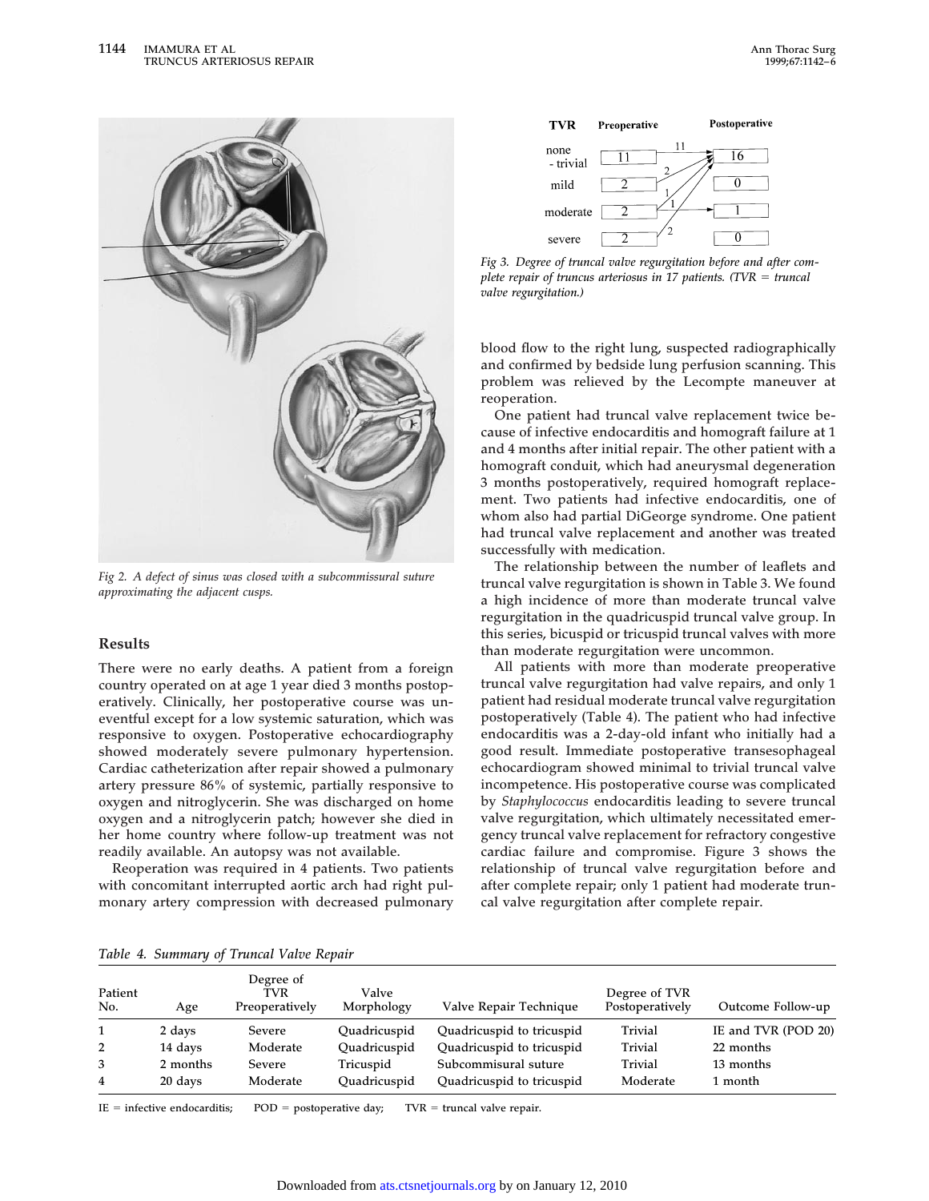Fig 2. A defect of sinus was closed with a subcommissural suture approximating the adjacent cusps.

## Results

There were no early deaths. A patient from a foreign country operated on at age 1 year died 3 months postoperatively. Clinically, her postoperative course was uneventful except for a low systemic saturation, which was responsive to oxygen. Postoperative echocardiography showed moderately severe pulmonary hypertension. Cardiac catheterization after repair showed a pulmonary artery pressure 86% of systemic, partially responsive to oxygen and nitroglycerin. She was discharged on home oxygen and a nitroglycerin patch; however she died in her home country where follow-up treatment was not readily available. An autopsy was not available.

Reoperation was required in 4 patients. Two patients with concomitant interrupted aortic arch had right pulmonary artery compression with decreased pulmonary blood flow to the right lung, suspected radiographically and confirmed by bedside lung perfusion scanning. This problem was relieved by the Lecompte maneuver at reoperation.

One patient had truncal valve replacement twice because of infective endocarditis and homograft failure at 1 and 4 months after initial repair. The other patient with a homograft conduit, which had aneurysmal degeneration 3 months postoperatively, required homograft replacement. Two patients had infective endocarditis, one of whom also had partial DiGeorge syndrome. One patient had truncal valve replacement and another was treated successfully with medication.

The relationship between the number of leaflets and truncal valve regurgitation is shown in Table 3. We found a high incidence of more than moderate truncal valve regurgitation in the quadricuspid truncal valve group. In this series, bicuspid or tricuspid truncal valves with more than moderate regurgitation were uncommon.

All patients with more than moderate preoperative truncal valve regurgitation had valve repairs, and only 1 patient had residual moderate truncal valve regurgitation postoperatively (Table 4). The patient who had infective endocarditis was a 2-day-old infant who initially had a good result. Immediate postoperative transesophageal echocardiogram showed minimal to trivial truncal valve incompetence. His postoperative course was complicated by *Staphylococcus* endocarditis leading to severe truncal valve regurgitation, which ultimately necessitated emergency truncal valve replacement for refractory congestive cardiac failure and compromise. Figure 3 shows the relationship of truncal valve regurgitation before and after complete repair; only 1 patient had moderate truncal valve regurgitation after complete repair.

| TVR | Preoperative | Postoperative |
|---|---|---|
| none - trivial | 11 | 16 |
| mild | 2 | 0 |
| moderate | 2 | 1 |
| severe | 2 | 0 |

Fig 3. Degree of truncal valve regurgitation before and after complete repair of truncus arteriosus in 17 patients. (TVR = truncal valve regurgitation.)

Table 4. Summary of Truncal Valve Repair

| Patient No. | Age | Degree of TVR Preoperatively | Valve Morphology | Valve Repair Technique | Degree of TVR Postoperatively | Outcome Follow-up |
|---|---|---|---|---|---|---|
| 1 | 2 days | Severe | Quadricuspid | Quadricuspid to tricuspid | Trivial | IE and TVR (POD 20) |
| 2 | 14 days | Moderate | Quadricuspid | Quadricuspid to tricuspid | Trivial | 22 months |
| 3 | 2 months | Severe | Tricuspid | Subcommisural suture | Trivial | 13 months |
| 4 | 20 days | Moderate | Quadricuspid | Quadricuspid to tricuspid | Moderate | 1 month |

IE = infective endocarditis; POD = postoperative day; TVR = truncal valve repair.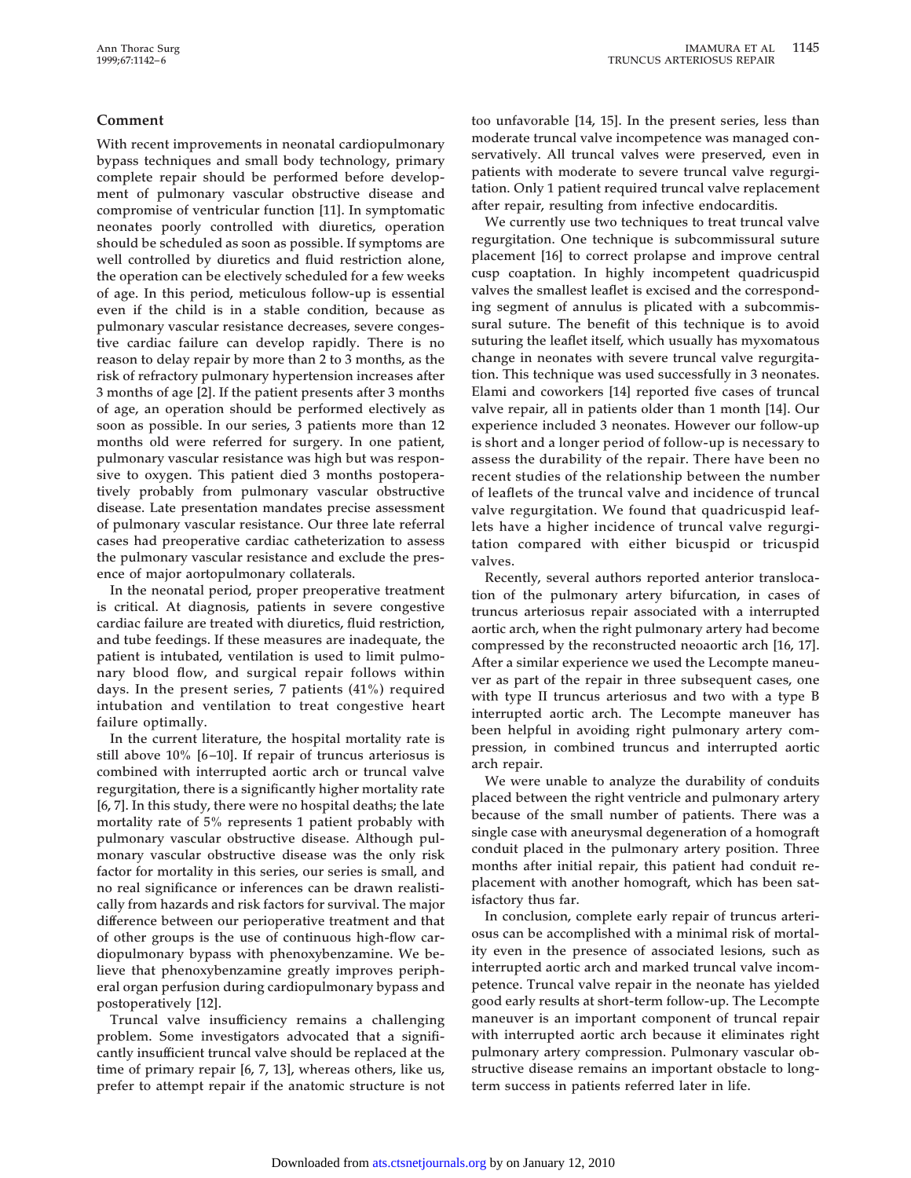## Comment

With recent improvements in neonatal cardiopulmonary bypass techniques and small body technology, primary complete repair should be performed before development of pulmonary vascular obstructive disease and compromise of ventricular function [11]. In symptomatic neonates poorly controlled with diuretics, operation should be scheduled as soon as possible. If symptoms are well controlled by diuretics and fluid restriction alone, the operation can be electively scheduled for a few weeks of age. In this period, meticulous follow-up is essential even if the child is in a stable condition, because as pulmonary vascular resistance decreases, severe congestive cardiac failure can develop rapidly. There is no reason to delay repair by more than 2 to 3 months, as the risk of refractory pulmonary hypertension increases after 3 months of age [2]. If the patient presents after 3 months of age, an operation should be performed electively as soon as possible. In our series, 3 patients more than 12 months old were referred for surgery. In one patient, pulmonary vascular resistance was high but was responsive to oxygen. This patient died 3 months postoperatively probably from pulmonary vascular obstructive disease. Late presentation mandates precise assessment of pulmonary vascular resistance. Our three late referral cases had preoperative cardiac catheterization to assess the pulmonary vascular resistance and exclude the presence of major aortopulmonary collaterals.

In the neonatal period, proper preoperative treatment is critical. At diagnosis, patients in severe congestive cardiac failure are treated with diuretics, fluid restriction, and tube feedings. If these measures are inadequate, the patient is intubated, ventilation is used to limit pulmonary blood flow, and surgical repair follows within days. In the present series, 7 patients (41%) required intubation and ventilation to treat congestive heart failure optimally.

In the current literature, the hospital mortality rate is still above 10% [6–10]. If repair of truncus arteriosus is combined with interrupted aortic arch or truncal valve regurgitation, there is a significantly higher mortality rate [6, 7]. In this study, there were no hospital deaths; the late mortality rate of 5% represents 1 patient probably with pulmonary vascular obstructive disease. Although pulmonary vascular obstructive disease was the only risk factor for mortality in this series, our series is small, and no real significance or inferences can be drawn realistically from hazards and risk factors for survival. The major difference between our perioperative treatment and that of other groups is the use of continuous high-flow cardiopulmonary bypass with phenoxybenzamine. We believe that phenoxybenzamine greatly improves peripheral organ perfusion during cardiopulmonary bypass and postoperatively [12].

Truncal valve insufficiency remains a challenging problem. Some investigators advocated that a significantly insufficient truncal valve should be replaced at the time of primary repair [6, 7, 13], whereas others, like us, prefer to attempt repair if the anatomic structure is not too unfavorable [14, 15]. In the present series, less than moderate truncal valve incompetence was managed conservatively. All truncal valves were preserved, even in patients with moderate to severe truncal valve regurgitation. Only 1 patient required truncal valve replacement after repair, resulting from infective endocarditis.

We currently use two techniques to treat truncal valve regurgitation. One technique is subcommissural suture placement [16] to correct prolapse and improve central cusp coaptation. In highly incompetent quadricuspid valves the smallest leaflet is excised and the corresponding segment of annulus is plicated with a subcommissural suture. The benefit of this technique is to avoid suturing the leaflet itself, which usually has myxomatous change in neonates with severe truncal valve regurgitation. This technique was used successfully in 3 neonates. Elami and coworkers [14] reported five cases of truncal valve repair, all in patients older than 1 month [14]. Our experience included 3 neonates. However our follow-up is short and a longer period of follow-up is necessary to assess the durability of the repair. There have been no recent studies of the relationship between the number of leaflets of the truncal valve and incidence of truncal valve regurgitation. We found that quadricuspid leaflets have a higher incidence of truncal valve regurgitation compared with either bicuspid or tricuspid valves.

Recently, several authors reported anterior translocation of the pulmonary artery bifurcation, in cases of truncus arteriosus repair associated with a interrupted aortic arch, when the right pulmonary artery had become compressed by the reconstructed neoaortic arch [16, 17]. After a similar experience we used the Lecompte maneuver as part of the repair in three subsequent cases, one with type II truncus arteriosus and two with a type B interrupted aortic arch. The Lecompte maneuver has been helpful in avoiding right pulmonary artery compression, in combined truncus and interrupted aortic arch repair.

We were unable to analyze the durability of conduits placed between the right ventricle and pulmonary artery because of the small number of patients. There was a single case with aneurysmal degeneration of a homograft conduit placed in the pulmonary artery position. Three months after initial repair, this patient had conduit replacement with another homograft, which has been satisfactory thus far.

In conclusion, complete early repair of truncus arteriosus can be accomplished with a minimal risk of mortality even in the presence of associated lesions, such as interrupted aortic arch and marked truncal valve incompetence. Truncal valve repair in the neonate has yielded good early results at short-term follow-up. The Lecompte maneuver is an important component of truncal repair with interrupted aortic arch because it eliminates right pulmonary artery compression. Pulmonary vascular obstructive disease remains an important obstacle to long-term success in patients referred later in life.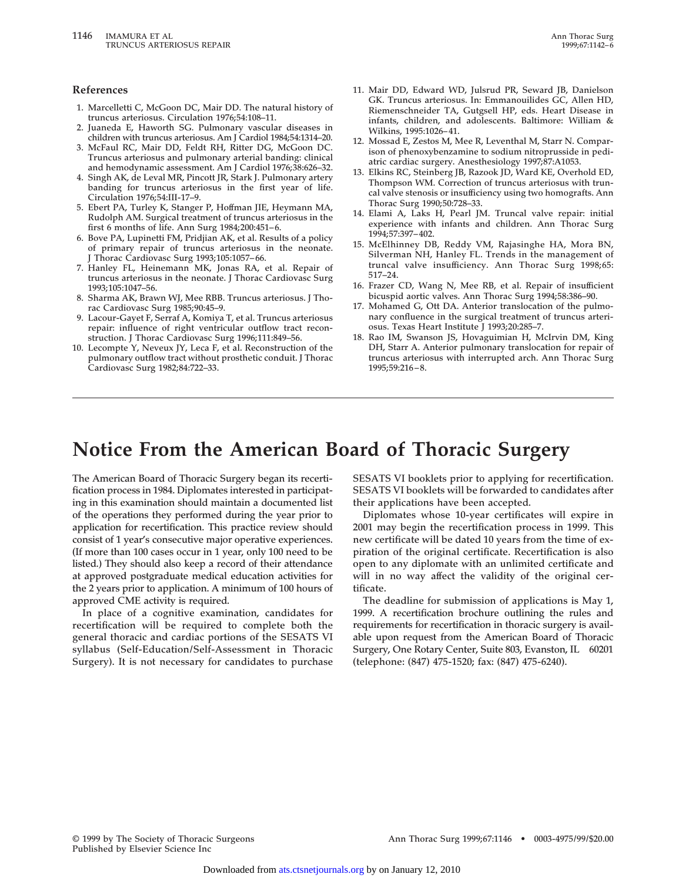## References

1. Marcelletti C, McGoon DC, Mair DD. The natural history of truncus arteriosus. Circulation 1976;54:108–11.
2. Juaneda E, Haworth SG. Pulmonary vascular diseases in children with truncus arteriosus. Am J Cardiol 1984;54:1314–20.
3. McFaul RC, Mair DD, Feldt RH, Ritter DG, McGoon DC. Truncus arteriosus and pulmonary arterial banding: clinical and hemodynamic assessment. Am J Cardiol 1976;38:626–32.
4. Singh AK, de Leval MR, Pincott JR, Stark J. Pulmonary artery banding for truncus arteriosus in the first year of life. Circulation 1976;54:III-17–9.
5. Ebert PA, Turley K, Stanger P, Hoffman JIE, Heymann MA, Rudolph AM. Surgical treatment of truncus arteriosus in the first 6 months of life. Ann Surg 1984;200:451–6.
6. Bove PA, Lupinetti FM, Pridjian AK, et al. Results of a policy of primary repair of truncus arteriosus in the neonate. J Thorac Cardiovasc Surg 1993;105:1057–66.
7. Hanley FL, Heinemann MK, Jonas RA, et al. Repair of truncus arteriosus in the neonate. J Thorac Cardiovasc Surg 1993;105:1047–56.
8. Sharma AK, Brawn WJ, Mee RBB. Truncus arteriosus. J Thorac Cardiovasc Surg 1985;90:45–9.
9. Lacour-Gayet F, Serraf A, Komiya T, et al. Truncus arteriosus repair: influence of right ventricular outflow tract reconstruction. J Thorac Cardiovasc Surg 1996;111:849–56.
10. Lecompte Y, Neveux JY, Leca F, et al. Reconstruction of the pulmonary outflow tract without prosthetic conduit. J Thorac Cardiovasc Surg 1982;84:722–33.
11. Mair DD, Edward WD, Julsrud PR, Seward JB, Danielson GK. Truncus arteriosus. In: Emmanouilides GC, Allen HD, Riemenschneider TA, Gutgsell HP, eds. Heart Disease in infants, children, and adolescents. Baltimore: William & Wilkins, 1995:1026–41.
12. Mossad E, Zestos M, Mee R, Leventhal M, Starr N. Comparison of phenoxybenzamine to sodium nitroprusside in pediatric cardiac surgery. Anesthesiology 1997;87:A1053.
13. Elkins RC, Steinberg JB, Razook JD, Ward KE, Overhold ED, Thompson WM. Correction of truncus arteriosus with truncal valve stenosis or insufficiency using two homografts. Ann Thorac Surg 1990;50:728–33.
14. Elami A, Laks H, Pearl JM. Truncal valve repair: initial experience with infants and children. Ann Thorac Surg 1994;57:397–402.
15. McElhinney DB, Reddy VM, Rajasinghe HA, Mora BN, Silverman NH, Hanley FL. Trends in the management of truncal valve insufficiency. Ann Thorac Surg 1998;65:517–24.
16. Frazer CD, Wang N, Mee RB, et al. Repair of insufficient bicuspid aortic valves. Ann Thorac Surg 1994;58:386–90.
17. Mohamed G, Ott DA. Anterior translocation of the pulmonary confluence in the surgical treatment of truncus arteriosus. Texas Heart Institute J 1993;20:285–7.
18. Rao IM, Swanson JS, Hovaguimian H, McIrvin DM, King DH, Starr A. Anterior pulmonary translocation for repair of truncus arteriosus with interrupted arch. Ann Thorac Surg 1995;59:216–8.

# Notice From the American Board of Thoracic Surgery

The American Board of Thoracic Surgery began its recertification process in 1984. Diplomates interested in participating in this examination should maintain a documented list of the operations they performed during the year prior to application for recertification. This practice review should consist of 1 year's consecutive major operative experiences. (If more than 100 cases occur in 1 year, only 100 need to be listed.) They should also keep a record of their attendance at approved postgraduate medical education activities for the 2 years prior to application. A minimum of 100 hours of approved CME activity is required.

In place of a cognitive examination, candidates for recertification will be required to complete both the general thoracic and cardiac portions of the SESATS VI syllabus (Self-Education/Self-Assessment in Thoracic Surgery). It is not necessary for candidates to purchase SESATS VI booklets prior to applying for recertification. SESATS VI booklets will be forwarded to candidates after their applications have been accepted.

Diplomates whose 10-year certificates will expire in 2001 may begin the recertification process in 1999. This new certificate will be dated 10 years from the time of expiration of the original certificate. Recertification is also open to any diplomate with an unlimited certificate and will in no way affect the validity of the original certificate.

The deadline for submission of applications is May 1, 1999. A recertification brochure outlining the rules and requirements for recertification in thoracic surgery is available upon request from the American Board of Thoracic Surgery, One Rotary Center, Suite 803, Evanston, IL 60201 (telephone: (847) 475-1520; fax: (847) 475-6240).

© 1999 by The Society of Thoracic Surgeons
Published by Elsevier Science Inc

Ann Thorac Surg 1999;67:1146 • 0003-4975/99/$20.00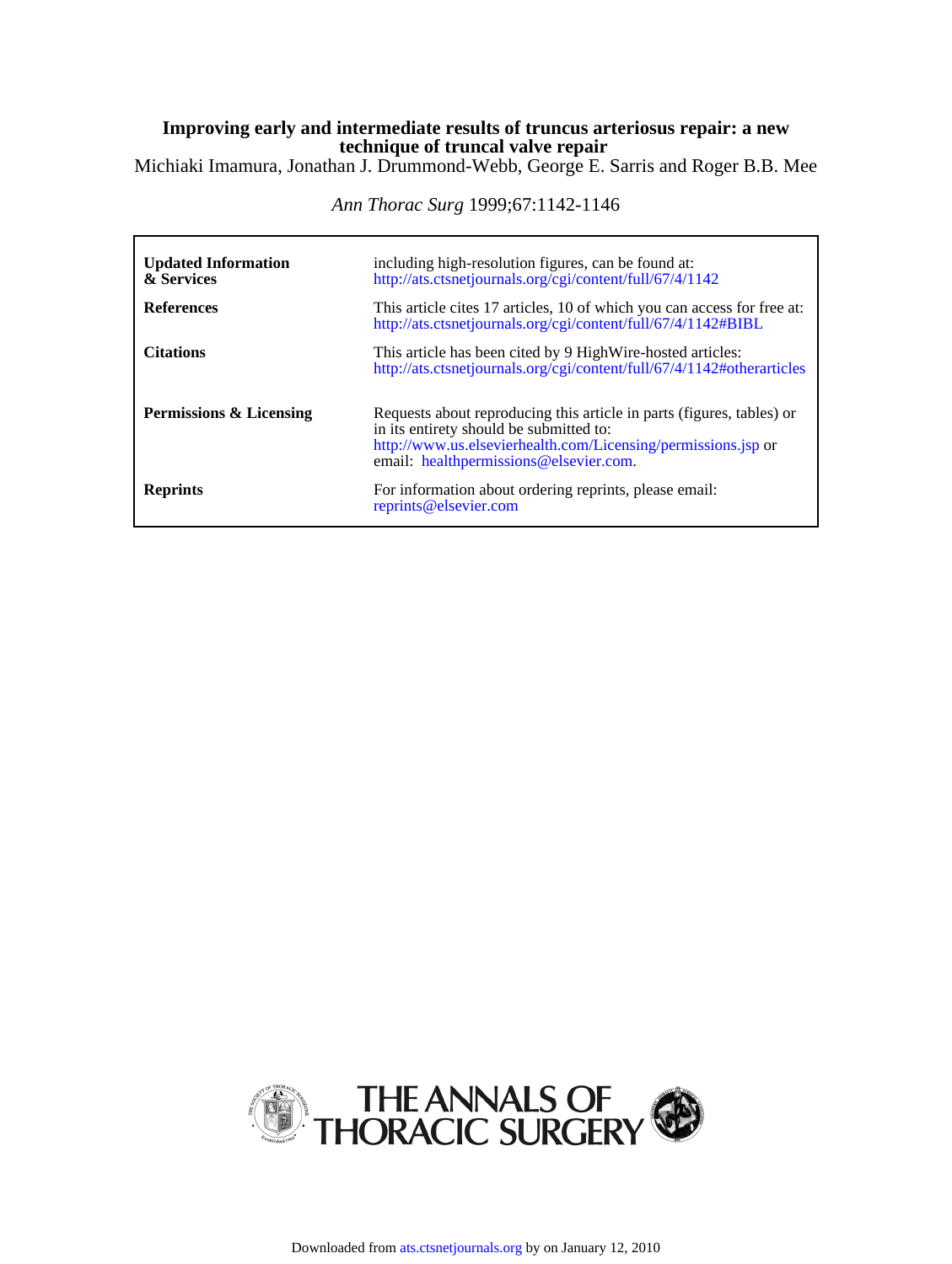**Improving early and intermediate results of truncus arteriosus repair: a new technique of truncal valve repair**

Michiaki Imamura, Jonathan J. Drummond-Webb, George E. Sarris and Roger B.B. Mee

*Ann Thorac Surg* 1999;67:1142-1146

| | |
|---|---|
| **Updated Information & Services** | including high-resolution figures, can be found at: http://ats.ctsnetjournals.org/cgi/content/full/67/4/1142 |
| **References** | This article cites 17 articles, 10 of which you can access for free at: http://ats.ctsnetjournals.org/cgi/content/full/67/4/1142#BIBL |
| **Citations** | This article has been cited by 9 HighWire-hosted articles: http://ats.ctsnetjournals.org/cgi/content/full/67/4/1142#otherarticles |
| **Permissions & Licensing** | Requests about reproducing this article in parts (figures, tables) or in its entirety should be submitted to: http://www.us.elsevierhealth.com/Licensing/permissions.jsp or email: healthpermissions@elsevier.com. |
| **Reprints** | For information about ordering reprints, please email: reprints@elsevier.com |

THE ANNALS OF THORACIC SURGERY

Downloaded from ats.ctsnetjournals.org by on January 12, 2010